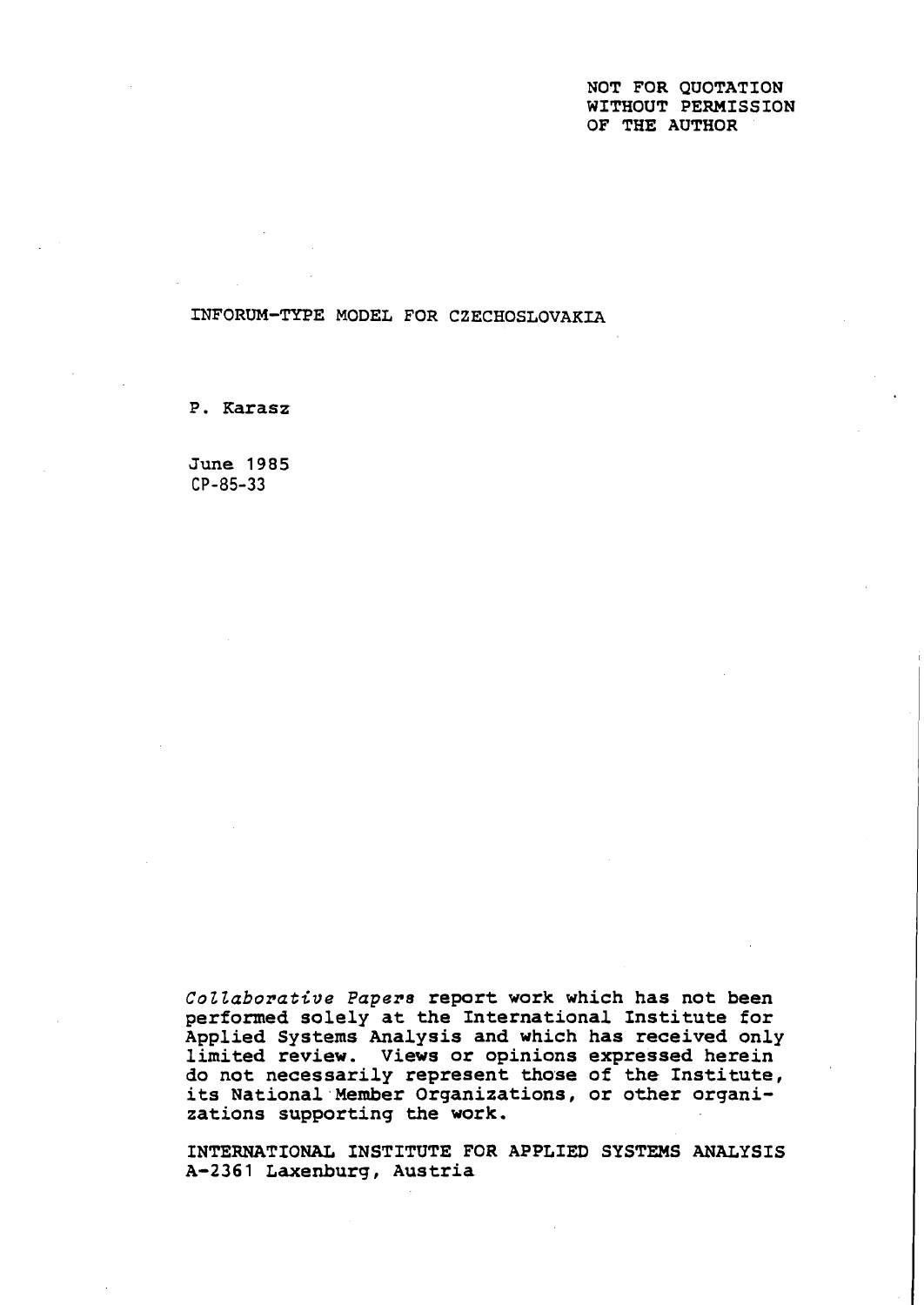NOT FOR QUOTATION
WITHOUT PERMISSION
OF THE AUTHOR

# INFORUM-TYPE MODEL FOR CZECHOSLOVAKIA

P. Karasz

June 1985
CP-85-33

*Collaborative Papers* report work which has not been performed solely at the International Institute for Applied Systems Analysis and which has received only limited review. Views or opinions expressed herein do not necessarily represent those of the Institute, its National Member Organizations, or other organizations supporting the work.

INTERNATIONAL INSTITUTE FOR APPLIED SYSTEMS ANALYSIS
A-2361 Laxenburg, Austria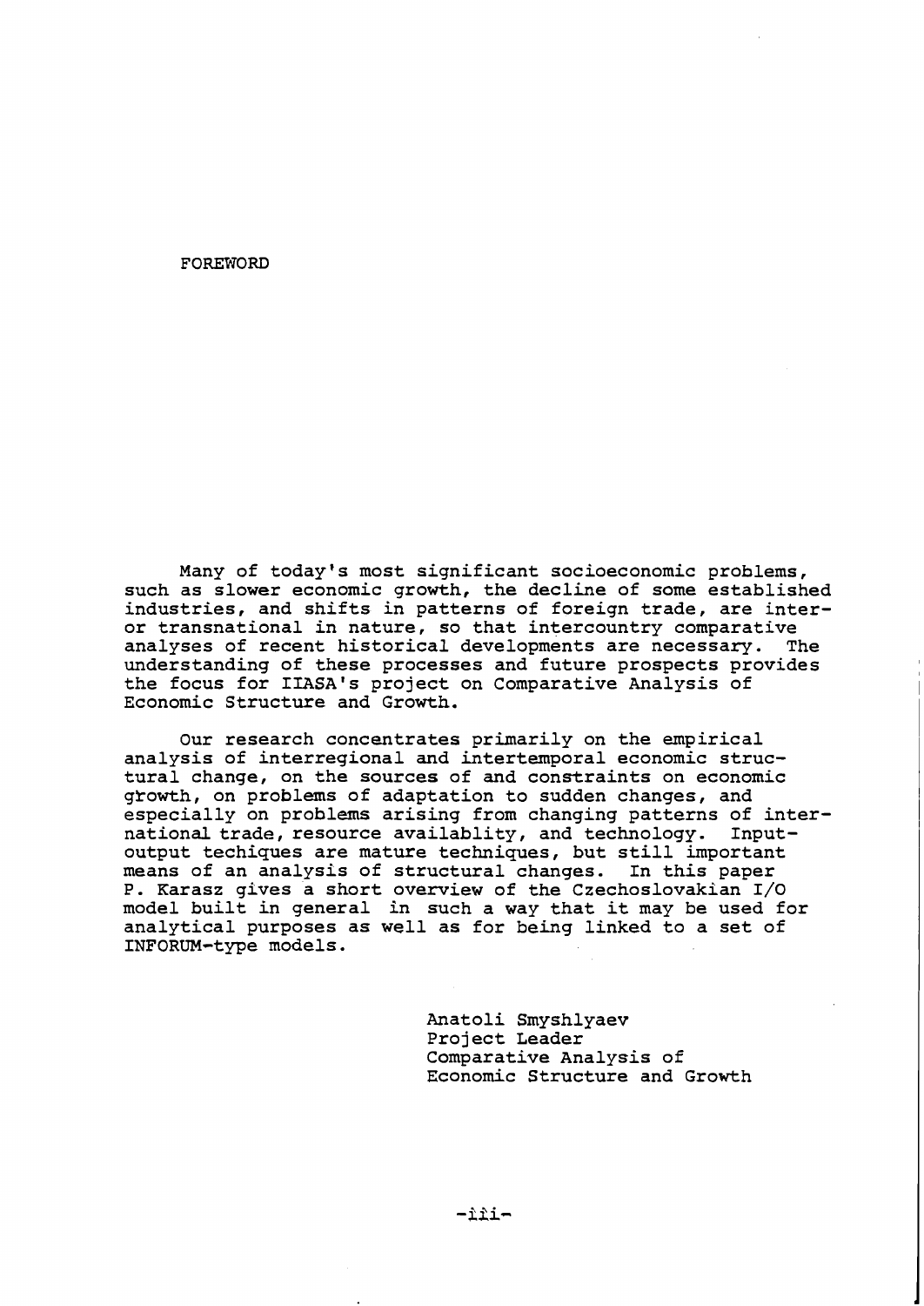# FOREWORD

Many of today's most significant socioeconomic problems, such as slower economic growth, the decline of some established industries, and shifts in patterns of foreign trade, are inter- or transnational in nature, so that intercountry comparative analyses of recent historical developments are necessary. The understanding of these processes and future prospects provides the focus for IIASA's project on Comparative Analysis of Economic Structure and Growth.

Our research concentrates primarily on the empirical analysis of interregional and intertemporal economic structural change, on the sources of and constraints on economic growth, on problems of adaptation to sudden changes, and especially on problems arising from changing patterns of international trade, resource availablity, and technology. Input-output techiques are mature techniques, but still important means of an analysis of structural changes. In this paper P. Karasz gives a short overview of the Czechoslovakian I/O model built in general in such a way that it may be used for analytical purposes as well as for being linked to a set of INFORUM-type models.

Anatoli Smyshlyaev
Project Leader
Comparative Analysis of
Economic Structure and Growth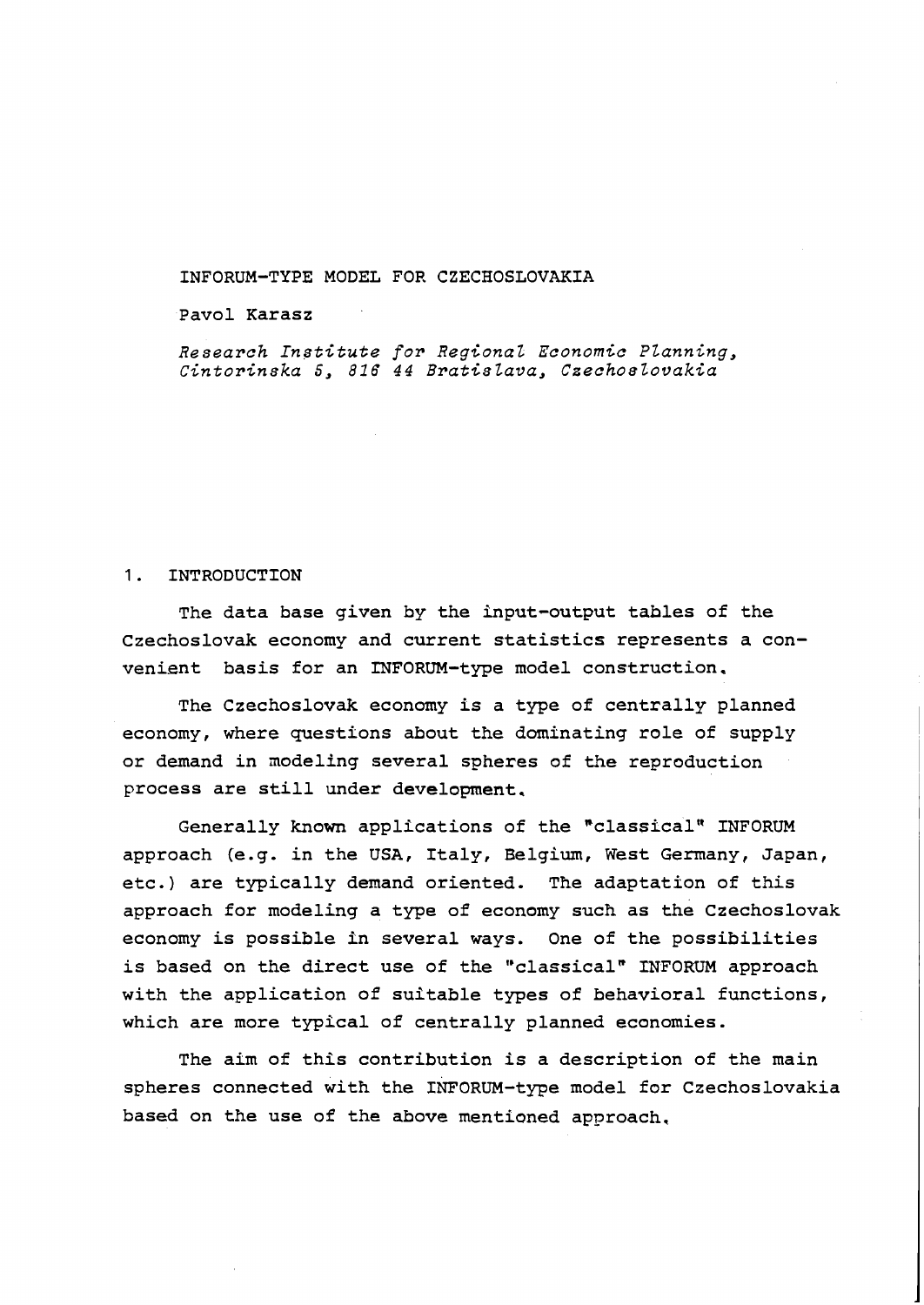# INFORUM-TYPE MODEL FOR CZECHOSLOVAKIA

Pavol Karasz

*Research Institute for Regional Economic Planning, Cintorinska 5, 816 44 Bratislava, Czechoslovakia*

## 1. INTRODUCTION

The data base given by the input-output tables of the Czechoslovak economy and current statistics represents a convenient basis for an INFORUM-type model construction.

The Czechoslovak economy is a type of centrally planned economy, where questions about the dominating role of supply or demand in modeling several spheres of the reproduction process are still under development.

Generally known applications of the "classical" INFORUM approach (e.g. in the USA, Italy, Belgium, West Germany, Japan, etc.) are typically demand oriented. The adaptation of this approach for modeling a type of economy such as the Czechoslovak economy is possible in several ways. One of the possibilities is based on the direct use of the "classical" INFORUM approach with the application of suitable types of behavioral functions, which are more typical of centrally planned economies.

The aim of this contribution is a description of the main spheres connected with the INFORUM-type model for Czechoslovakia based on the use of the above mentioned approach.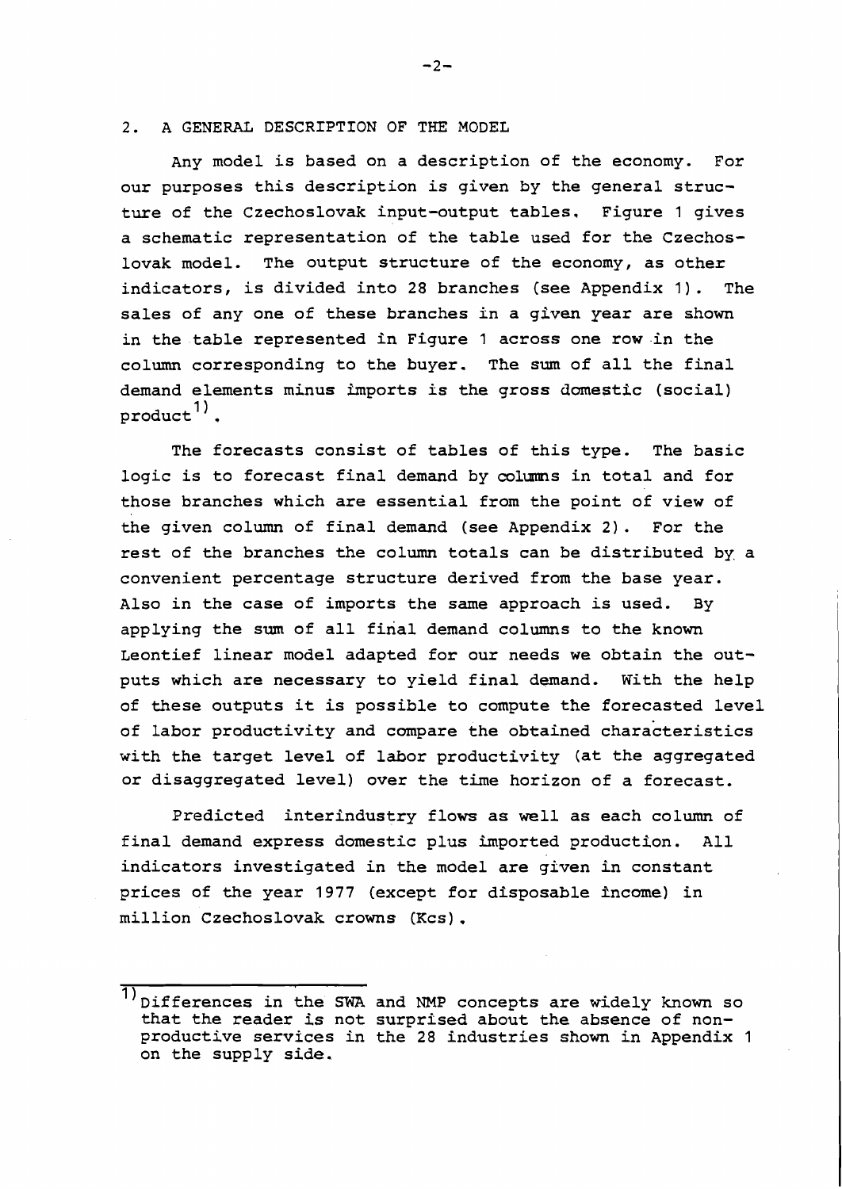## 2. A GENERAL DESCRIPTION OF THE MODEL

Any model is based on a description of the economy. For our purposes this description is given by the general structure of the Czechoslovak input-output tables. Figure 1 gives a schematic representation of the table used for the Czechoslovak model. The output structure of the economy, as other indicators, is divided into 28 branches (see Appendix 1). The sales of any one of these branches in a given year are shown in the table represented in Figure 1 across one row in the column corresponding to the buyer. The sum of all the final demand elements minus imports is the gross domestic (social) product[1].

The forecasts consist of tables of this type. The basic logic is to forecast final demand by columns in total and for those branches which are essential from the point of view of the given column of final demand (see Appendix 2). For the rest of the branches the column totals can be distributed by a convenient percentage structure derived from the base year. Also in the case of imports the same approach is used. By applying the sum of all final demand columns to the known Leontief linear model adapted for our needs we obtain the outputs which are necessary to yield final demand. With the help of these outputs it is possible to compute the forecasted level of labor productivity and compare the obtained characteristics with the target level of labor productivity (at the aggregated or disaggregated level) over the time horizon of a forecast.

Predicted interindustry flows as well as each column of final demand express domestic plus imported production. All indicators investigated in the model are given in constant prices of the year 1977 (except for disposable income) in million Czechoslovak crowns (Kcs).

---

[1] Differences in the SWA and NMP concepts are widely known so that the reader is not surprised about the absence of non-productive services in the 28 industries shown in Appendix 1 on the supply side.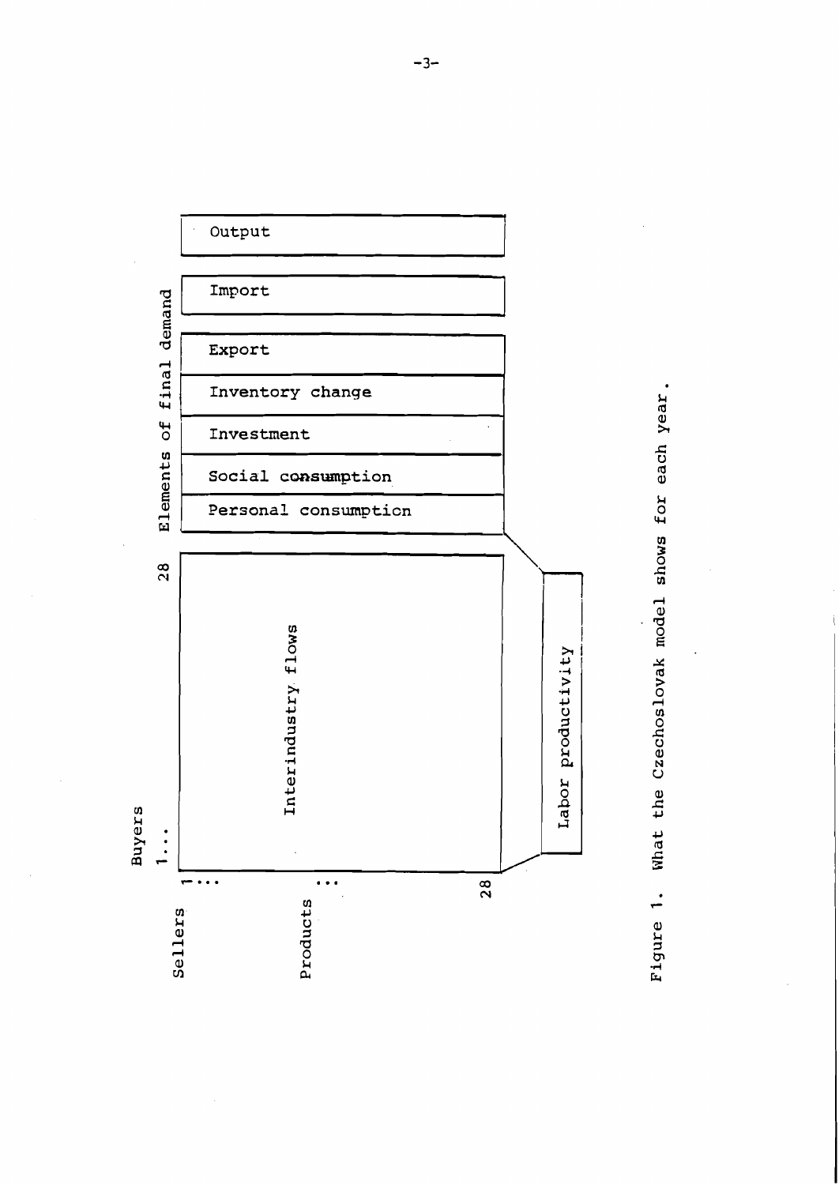Output

Import

Elements of final demand

Export

Inventory change

Investment

Social consumption

Personal consumption

Buyers 1... 28

Sellers 1... ... 28

Products

Interindustry flows

Labor productivity

Figure 1. What the Czechoslovak model shows for each year.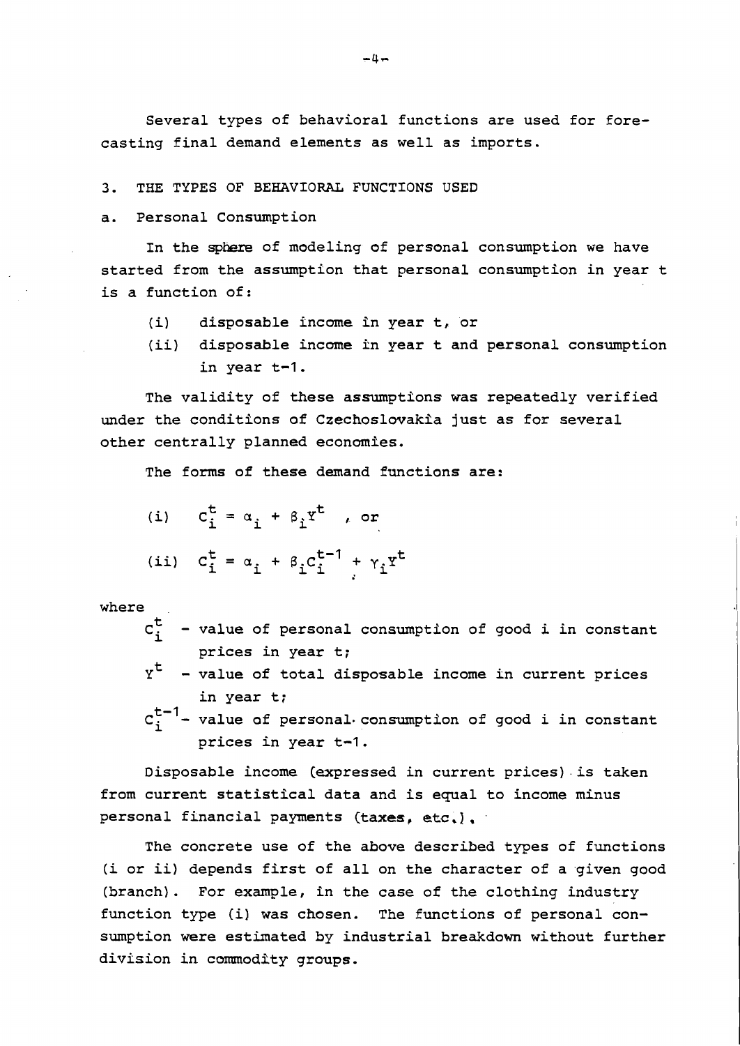Several types of behavioral functions are used for forecasting final demand elements as well as imports.

## 3. THE TYPES OF BEHAVIORAL FUNCTIONS USED

### a. Personal Consumption

In the sphere of modeling of personal consumption we have started from the assumption that personal consumption in year t is a function of:

- (i) disposable income in year t, or
- (ii) disposable income in year t and personal consumption in year t-1.

The validity of these assumptions was repeatedly verified under the conditions of Czechoslovakia just as for several other centrally planned economies.

The forms of these demand functions are:

(i) $C_i^t = \alpha_i + \beta_i Y^t$ , or

(ii) $C_i^t = \alpha_i + \beta_i C_i^{t-1} + \gamma_i Y^t$

where

- $C_i^t$ - value of personal consumption of good i in constant prices in year t;
- $Y^t$ - value of total disposable income in current prices in year t;
- $C_i^{t-1}$ - value of personal consumption of good i in constant prices in year t-1.

Disposable income (expressed in current prices) is taken from current statistical data and is equal to income minus personal financial payments (taxes, etc.).

The concrete use of the above described types of functions (i or ii) depends first of all on the character of a given good (branch). For example, in the case of the clothing industry function type (i) was chosen. The functions of personal consumption were estimated by industrial breakdown without further division in commodity groups.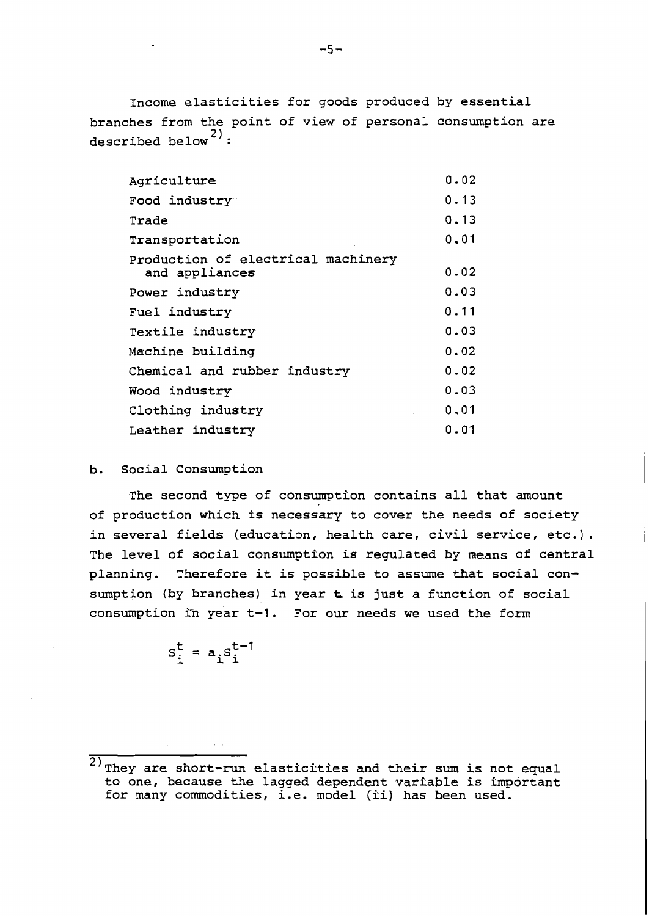Income elasticities for goods produced by essential branches from the point of view of personal consumption are described below[2]:

| | |
|---|---|
| Agriculture | 0.02 |
| Food industry | 0.13 |
| Trade | 0.13 |
| Transportation | 0.01 |
| Production of electrical machinery and appliances | 0.02 |
| Power industry | 0.03 |
| Fuel industry | 0.11 |
| Textile industry | 0.03 |
| Machine building | 0.02 |
| Chemical and rubber industry | 0.02 |
| Wood industry | 0.03 |
| Clothing industry | 0.01 |
| Leather industry | 0.01 |

b. Social Consumption

The second type of consumption contains all that amount of production which is necessary to cover the needs of society in several fields (education, health care, civil service, etc.). The level of social consumption is regulated by means of central planning. Therefore it is possible to assume that social consumption (by branches) in year t is just a function of social consumption in year t-1. For our needs we used the form

$$S_i^t = a_i S_i^{t-1}$$

---

[2] They are short-run elasticities and their sum is not equal to one, because the lagged dependent variable is important for many commodities, i.e. model (ii) has been used.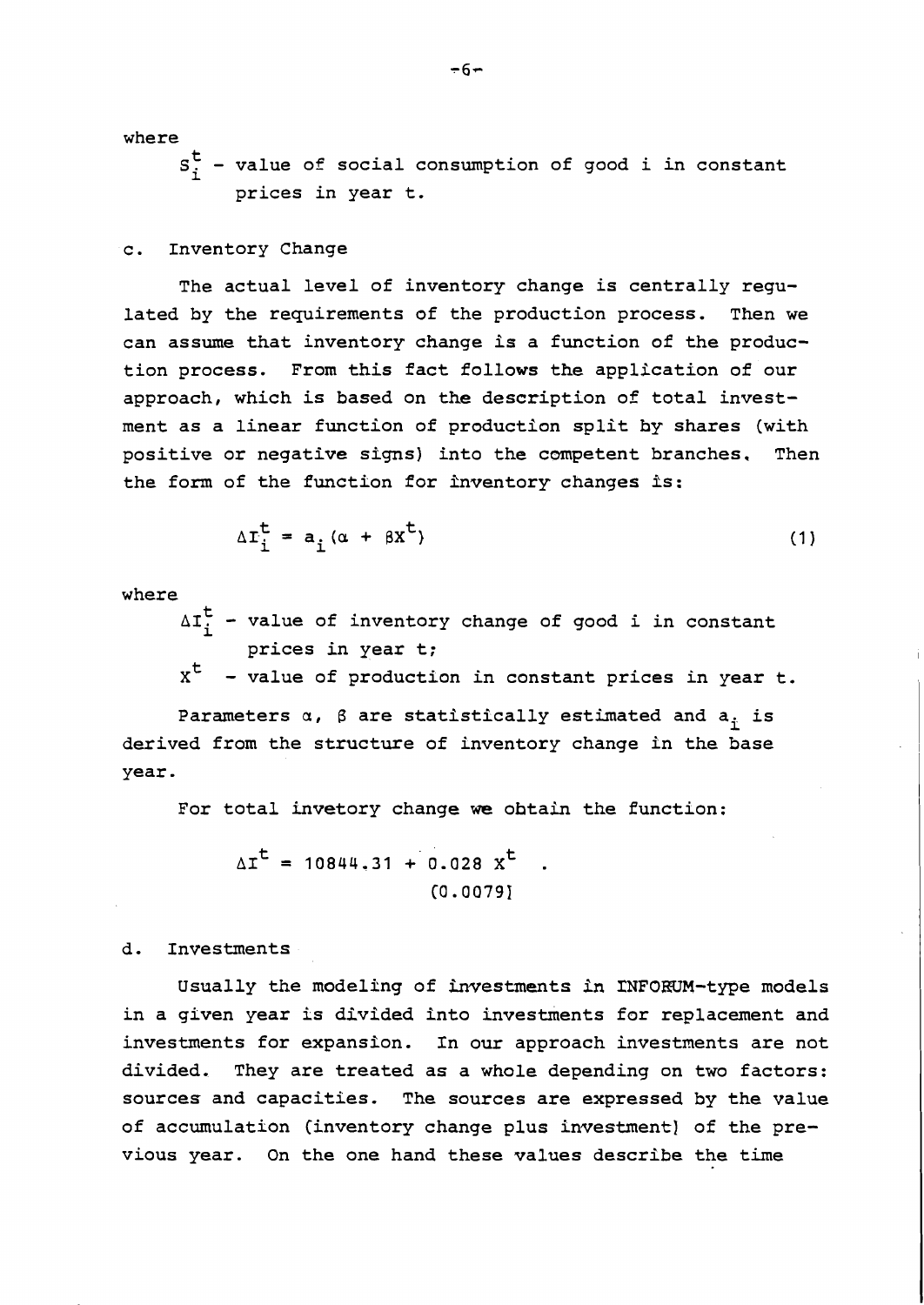where

$S_i^t$ - value of social consumption of good i in constant prices in year t.

c. Inventory Change

The actual level of inventory change is centrally regulated by the requirements of the production process. Then we can assume that inventory change is a function of the production process. From this fact follows the application of our approach, which is based on the description of total investment as a linear function of production split by shares (with positive or negative signs) into the competent branches. Then the form of the function for inventory changes is:

$$\Delta I_i^t = a_i(\alpha + \beta X^t) \tag{1}$$

where

$\Delta I_i^t$ - value of inventory change of good i in constant prices in year t;

$X^t$ - value of production in constant prices in year t.

Parameters $\alpha$, $\beta$ are statistically estimated and $a_i$ is derived from the structure of inventory change in the base year.

For total invetory change we obtain the function:

$$\Delta I^t = 10844.31 + \underset{(0.0079)}{0.028}\, X^t \quad .$$

d. Investments

Usually the modeling of investments in INFORUM-type models in a given year is divided into investments for replacement and investments for expansion. In our approach investments are not divided. They are treated as a whole depending on two factors: sources and capacities. The sources are expressed by the value of accumulation (inventory change plus investment) of the previous year. On the one hand these values describe the time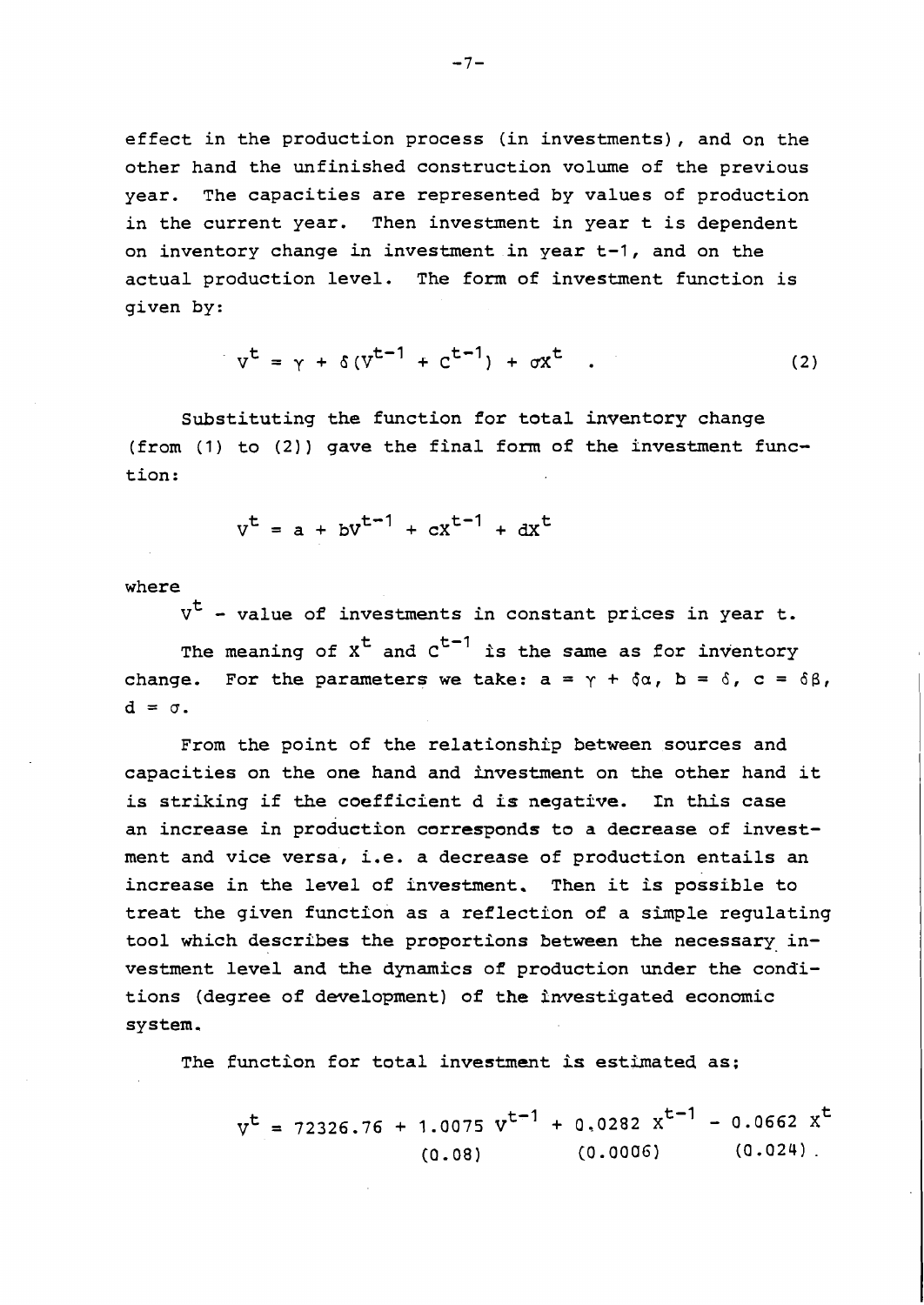effect in the production process (in investments), and on the other hand the unfinished construction volume of the previous year. The capacities are represented by values of production in the current year. Then investment in year t is dependent on inventory change in investment in year t-1, and on the actual production level. The form of investment function is given by:

$$V^t = \gamma + \delta(V^{t-1} + C^{t-1}) + \sigma X^t \quad . \tag{2}$$

Substituting the function for total inventory change (from (1) to (2)) gave the final form of the investment function:

$$V^t = a + bV^{t-1} + cX^{t-1} + dX^t$$

where

$V^t$ - value of investments in constant prices in year t.

The meaning of $X^t$ and $C^{t-1}$ is the same as for inventory change. For the parameters we take: $a = \gamma + \delta\alpha$, $b = \delta$, $c = \delta\beta$, $d = \sigma$.

From the point of the relationship between sources and capacities on the one hand and investment on the other hand it is striking if the coefficient d is negative. In this case an increase in production corresponds to a decrease of investment and vice versa, i.e. a decrease of production entails an increase in the level of investment. Then it is possible to treat the given function as a reflection of a simple regulating tool which describes the proportions between the necessary investment level and the dynamics of production under the conditions (degree of development) of the investigated economic system.

The function for total investment is estimated as:

$$V^t = 72326.76 + \underset{(0.08)}{1.0075}\, V^{t-1} + \underset{(0.0006)}{0.0282}\, X^{t-1} - \underset{(0.024)}{0.0662}\, X^t \, .$$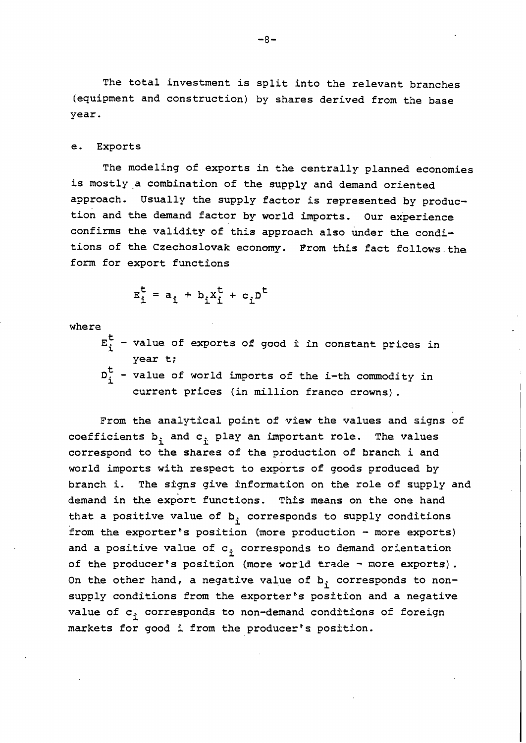The total investment is split into the relevant branches (equipment and construction) by shares derived from the base year.

### e. Exports

The modeling of exports in the centrally planned economies is mostly a combination of the supply and demand oriented approach. Usually the supply factor is represented by production and the demand factor by world imports. Our experience confirms the validity of this approach also under the conditions of the Czechoslovak economy. From this fact follows the form for export functions

$$E_i^t = a_i + b_i X_i^t + c_i D^t$$

where

$E_i^t$ – value of exports of good i in constant prices in year t;

$D_i^t$ – value of world imports of the i-th commodity in current prices (in million franco crowns).

From the analytical point of view the values and signs of coefficients $b_i$ and $c_i$ play an important role. The values correspond to the shares of the production of branch i and world imports with respect to exports of goods produced by branch i. The signs give information on the role of supply and demand in the export functions. This means on the one hand that a positive value of $b_i$ corresponds to supply conditions from the exporter's position (more production – more exports) and a positive value of $c_i$ corresponds to demand orientation of the producer's position (more world trade – more exports). On the other hand, a negative value of $b_i$ corresponds to non-supply conditions from the exporter's position and a negative value of $c_i$ corresponds to non-demand conditions of foreign markets for good i from the producer's position.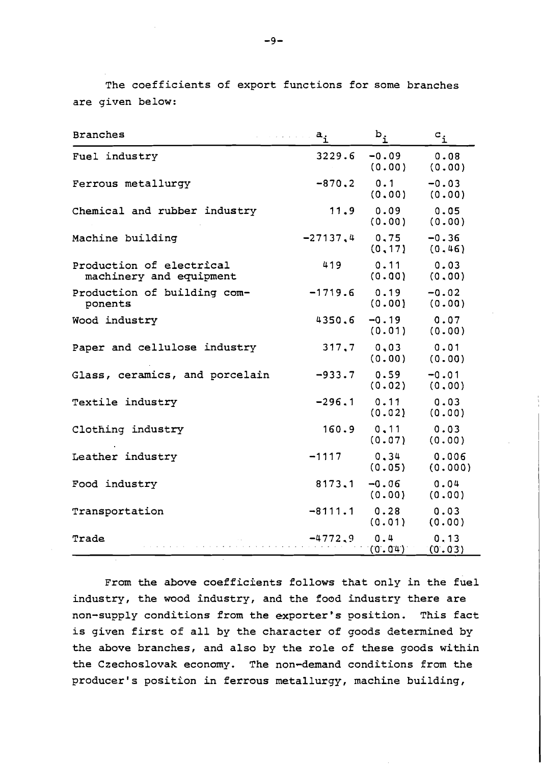The coefficients of export functions for some branches are given below:

| Branches | $a_i$ | $b_i$ | $c_i$ |
|---|---|---|---|
| Fuel industry | 3229.6 | -0.09 (0.00) | 0.08 (0.00) |
| Ferrous metallurgy | -870.2 | 0.1 (0.00) | -0.03 (0.00) |
| Chemical and rubber industry | 11.9 | 0.09 (0.00) | 0.05 (0.00) |
| Machine building | -27137.4 | 0.75 (0.17) | -0.36 (0.46) |
| Production of electrical machinery and equipment | 419 | 0.11 (0.00) | 0.03 (0.00) |
| Production of building components | -1719.6 | 0.19 (0.00) | -0.02 (0.00) |
| Wood industry | 4350.6 | -0.19 (0.01) | 0.07 (0.00) |
| Paper and cellulose industry | 317.7 | 0.03 (0.00) | 0.01 (0.00) |
| Glass, ceramics, and porcelain | -933.7 | 0.59 (0.02) | -0.01 (0.00) |
| Textile industry | -296.1 | 0.11 (0.02) | 0.03 (0.00) |
| Clothing industry | 160.9 | 0.11 (0.07) | 0.03 (0.00) |
| Leather industry | -1117 | 0.34 (0.05) | 0.006 (0.000) |
| Food industry | 8173.1 | -0.06 (0.00) | 0.04 (0.00) |
| Transportation | -8111.1 | 0.28 (0.01) | 0.03 (0.00) |
| Trade | -4772.9 | 0.4 (0.04) | 0.13 (0.03) |

From the above coefficients follows that only in the fuel industry, the wood industry, and the food industry there are non-supply conditions from the exporter's position. This fact is given first of all by the character of goods determined by the above branches, and also by the role of these goods within the Czechoslovak economy. The non-demand conditions from the producer's position in ferrous metallurgy, machine building,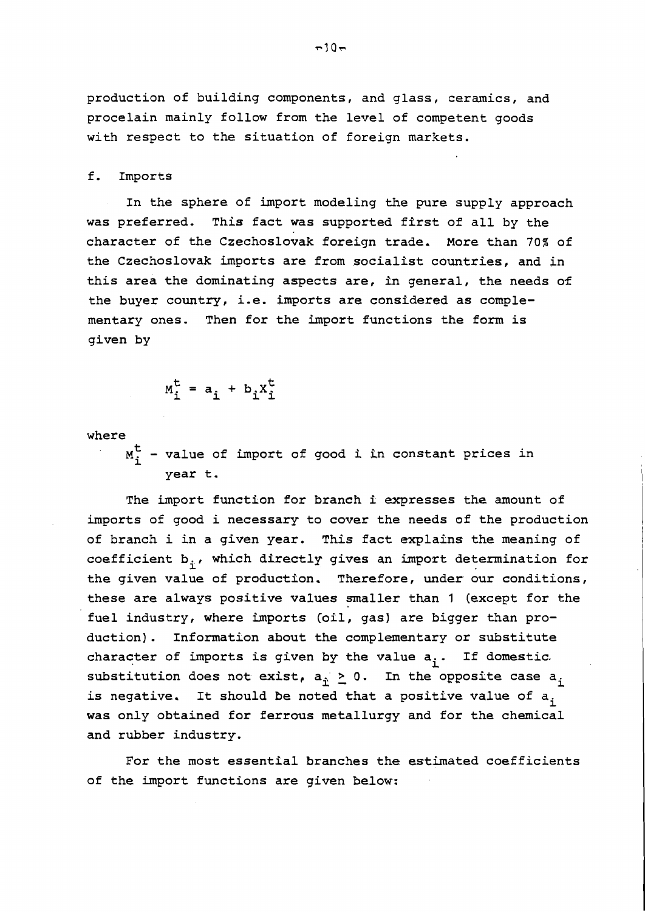production of building components, and glass, ceramics, and procelain mainly follow from the level of competent goods with respect to the situation of foreign markets.

### f. Imports

In the sphere of import modeling the pure supply approach was preferred. This fact was supported first of all by the character of the Czechoslovak foreign trade. More than 70% of the Czechoslovak imports are from socialist countries, and in this area the dominating aspects are, in general, the needs of the buyer country, i.e. imports are considered as complementary ones. Then for the import functions the form is given by

$$M_i^t = a_i + b_i X_i^t$$

where

$M_i^t$ - value of import of good i in constant prices in year t.

The import function for branch i expresses the amount of imports of good i necessary to cover the needs of the production of branch i in a given year. This fact explains the meaning of coefficient $b_i$, which directly gives an import determination for the given value of production. Therefore, under our conditions, these are always positive values smaller than 1 (except for the fuel industry, where imports (oil, gas) are bigger than production). Information about the complementary or substitute character of imports is given by the value $a_i$. If domestic substitution does not exist, $a_i \geq 0$. In the opposite case $a_i$ is negative. It should be noted that a positive value of $a_i$ was only obtained for ferrous metallurgy and for the chemical and rubber industry.

For the most essential branches the estimated coefficients of the import functions are given below: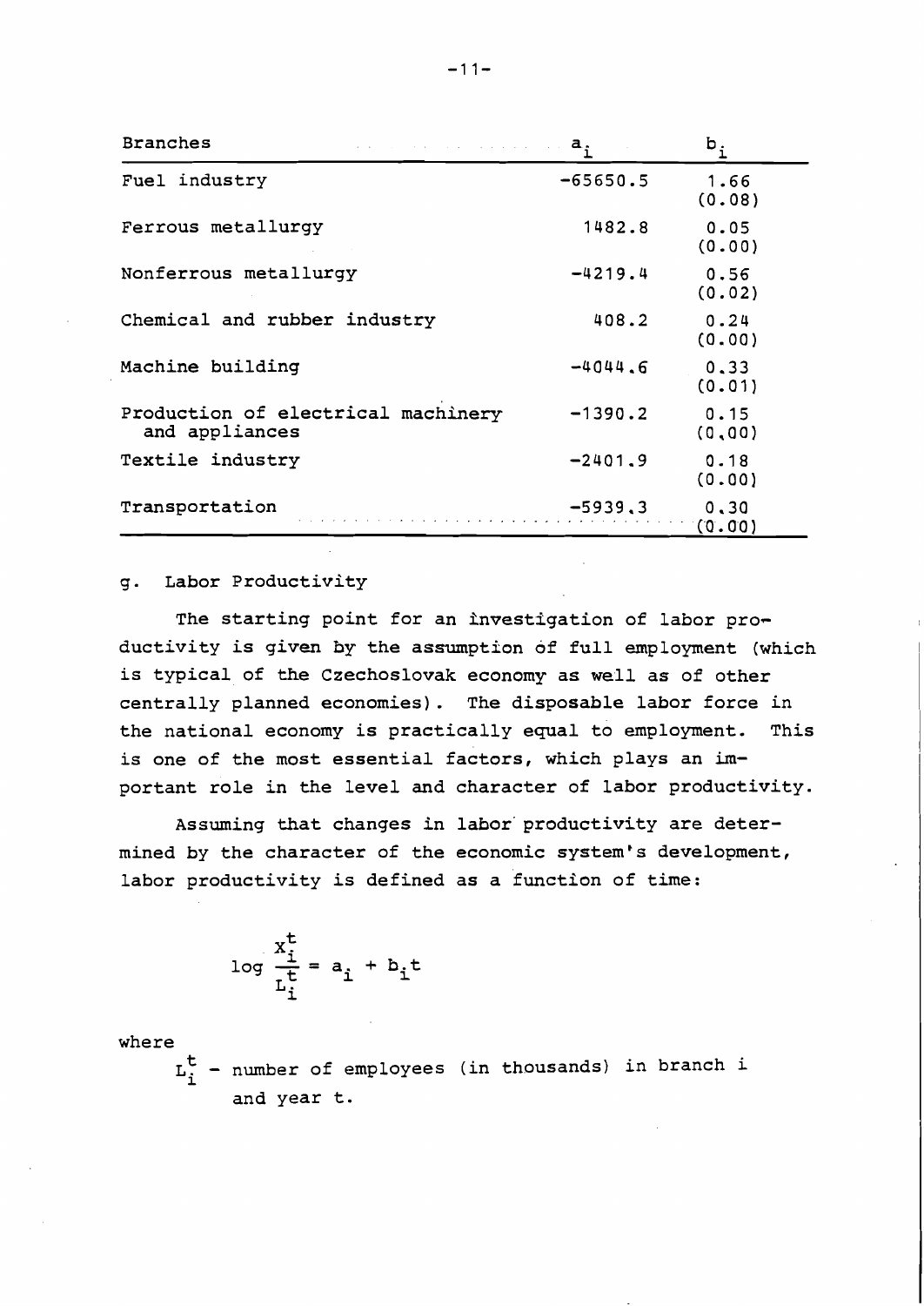| Branches | $a_i$ | $b_i$ |
|---|---|---|
| Fuel industry | -65650.5 | 1.66 (0.08) |
| Ferrous metallurgy | 1482.8 | 0.05 (0.00) |
| Nonferrous metallurgy | -4219.4 | 0.56 (0.02) |
| Chemical and rubber industry | 408.2 | 0.24 (0.00) |
| Machine building | -4044.6 | 0.33 (0.01) |
| Production of electrical machinery and appliances | -1390.2 | 0.15 (0.00) |
| Textile industry | -2401.9 | 0.18 (0.00) |
| Transportation | -5939.3 | 0.30 (0.00) |

g. Labor Productivity

The starting point for an investigation of labor productivity is given by the assumption of full employment (which is typical of the Czechoslovak economy as well as of other centrally planned economies). The disposable labor force in the national economy is practically equal to employment. This is one of the most essential factors, which plays an important role in the level and character of labor productivity.

Assuming that changes in labor productivity are determined by the character of the economic system's development, labor productivity is defined as a function of time:

$$\log \frac{X_i^t}{L_i^t} = a_i + b_i t$$

where

$L_i^t$ - number of employees (in thousands) in branch i and year t.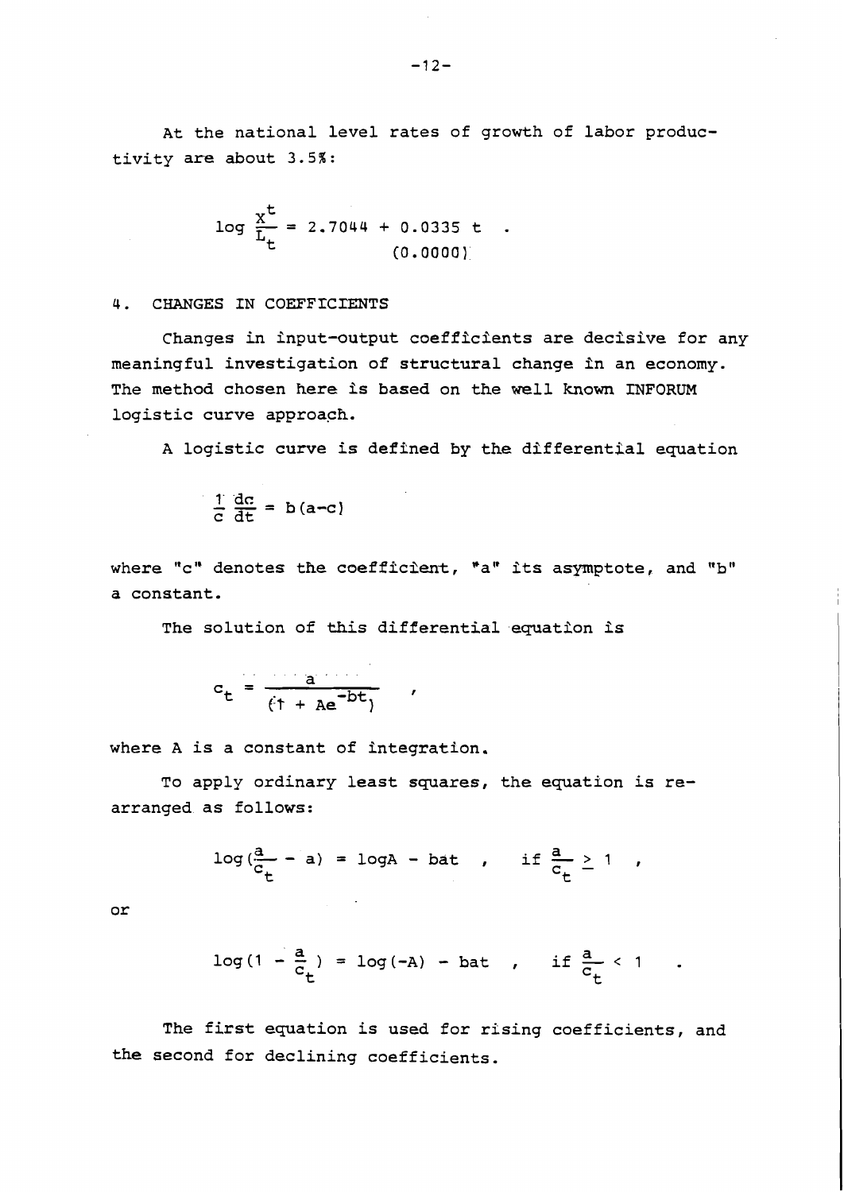At the national level rates of growth of labor productivity are about 3.5%:

$$\log \frac{X^t}{L_t} = 2.7044 + \underset{(0.0000)}{0.0335}\ t \quad .$$

## 4. CHANGES IN COEFFICIENTS

Changes in input-output coefficients are decisive for any meaningful investigation of structural change in an economy. The method chosen here is based on the well known INFORUM logistic curve approach.

A logistic curve is defined by the differential equation

$$\frac{1}{c}\frac{dc}{dt} = b(a-c)$$

where "c" denotes the coefficient, "a" its asymptote, and "b" a constant.

The solution of this differential equation is

$$c_t = \frac{a}{(1 + Ae^{-bt})} \quad ,$$

where A is a constant of integration.

To apply ordinary least squares, the equation is rearranged as follows:

$$\log(\frac{a}{c_t} - a) = \log A - bat \quad , \quad \text{if } \frac{a}{c_t} \geq 1 \quad ,$$

or

$$\log(1 - \frac{a}{c_t}) = \log(-A) - bat \quad , \quad \text{if } \frac{a}{c_t} < 1 \quad .$$

The first equation is used for rising coefficients, and the second for declining coefficients.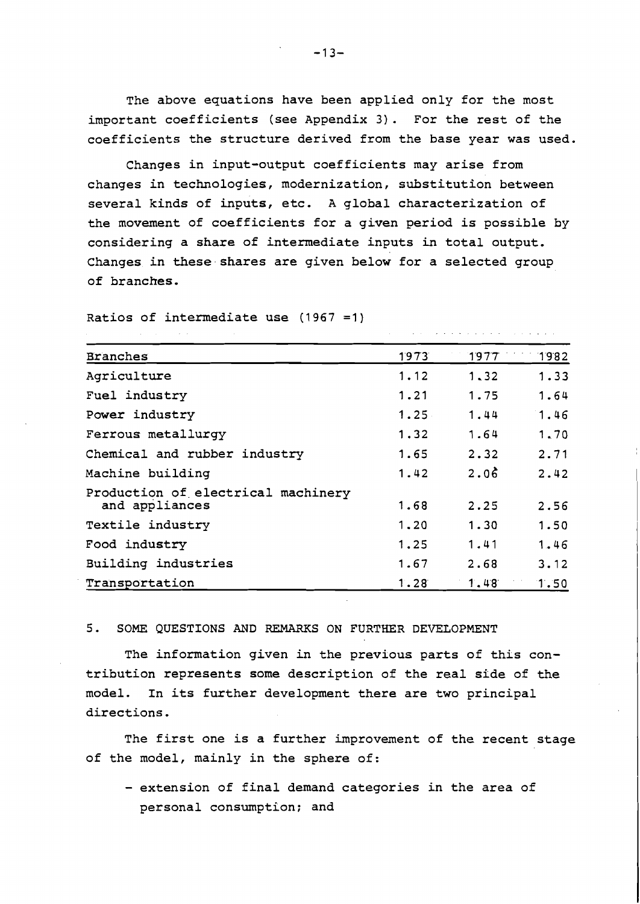The above equations have been applied only for the most important coefficients (see Appendix 3). For the rest of the coefficients the structure derived from the base year was used.

Changes in input-output coefficients may arise from changes in technologies, modernization, substitution between several kinds of inputs, etc. A global characterization of the movement of coefficients for a given period is possible by considering a share of intermediate inputs in total output. Changes in these shares are given below for a selected group of branches.

Ratios of intermediate use (1967 =1)

| Branches | 1973 | 1977 | 1982 |
|---|---|---|---|
| Agriculture | 1.12 | 1.32 | 1.33 |
| Fuel industry | 1.21 | 1.75 | 1.64 |
| Power industry | 1.25 | 1.44 | 1.46 |
| Ferrous metallurgy | 1.32 | 1.64 | 1.70 |
| Chemical and rubber industry | 1.65 | 2.32 | 2.71 |
| Machine building | 1.42 | 2.06 | 2.42 |
| Production of electrical machinery and appliances | 1.68 | 2.25 | 2.56 |
| Textile industry | 1.20 | 1.30 | 1.50 |
| Food industry | 1.25 | 1.41 | 1.46 |
| Building industries | 1.67 | 2.68 | 3.12 |
| Transportation | 1.28 | 1.48 | 1.50 |

## 5. SOME QUESTIONS AND REMARKS ON FURTHER DEVELOPMENT

The information given in the previous parts of this contribution represents some description of the real side of the model. In its further development there are two principal directions.

The first one is a further improvement of the recent stage of the model, mainly in the sphere of:

- extension of final demand categories in the area of personal consumption; and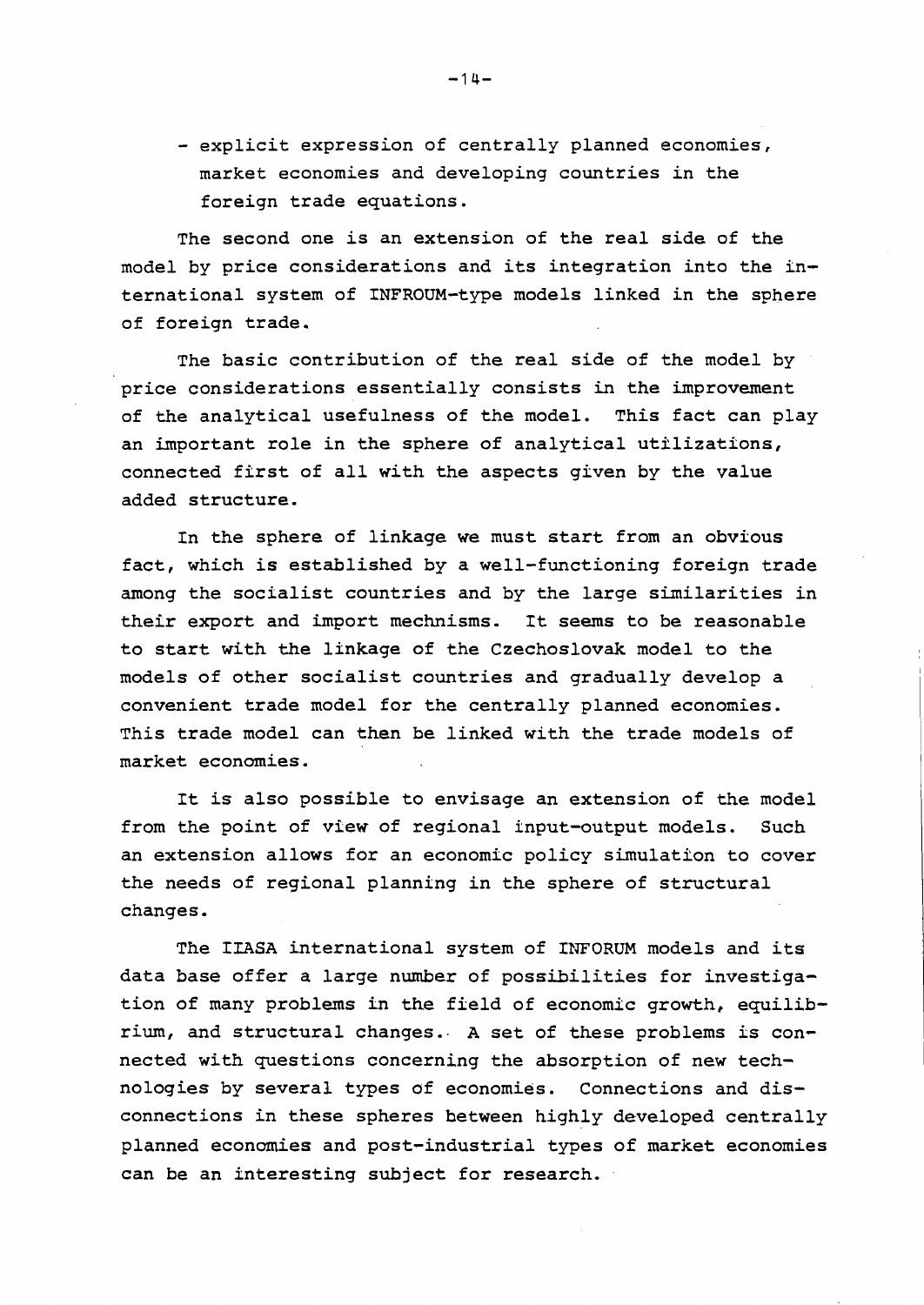- explicit expression of centrally planned economies, market economies and developing countries in the foreign trade equations.

The second one is an extension of the real side of the model by price considerations and its integration into the international system of INFROUM-type models linked in the sphere of foreign trade.

The basic contribution of the real side of the model by price considerations essentially consists in the improvement of the analytical usefulness of the model. This fact can play an important role in the sphere of analytical utilizations, connected first of all with the aspects given by the value added structure.

In the sphere of linkage we must start from an obvious fact, which is established by a well-functioning foreign trade among the socialist countries and by the large similarities in their export and import mechnisms. It seems to be reasonable to start with the linkage of the Czechoslovak model to the models of other socialist countries and gradually develop a convenient trade model for the centrally planned economies. This trade model can then be linked with the trade models of market economies.

It is also possible to envisage an extension of the model from the point of view of regional input-output models. Such an extension allows for an economic policy simulation to cover the needs of regional planning in the sphere of structural changes.

The IIASA international system of INFORUM models and its data base offer a large number of possibilities for investigation of many problems in the field of economic growth, equilibrium, and structural changes. A set of these problems is connected with questions concerning the absorption of new technologies by several types of economies. Connections and disconnections in these spheres between highly developed centrally planned economies and post-industrial types of market economies can be an interesting subject for research.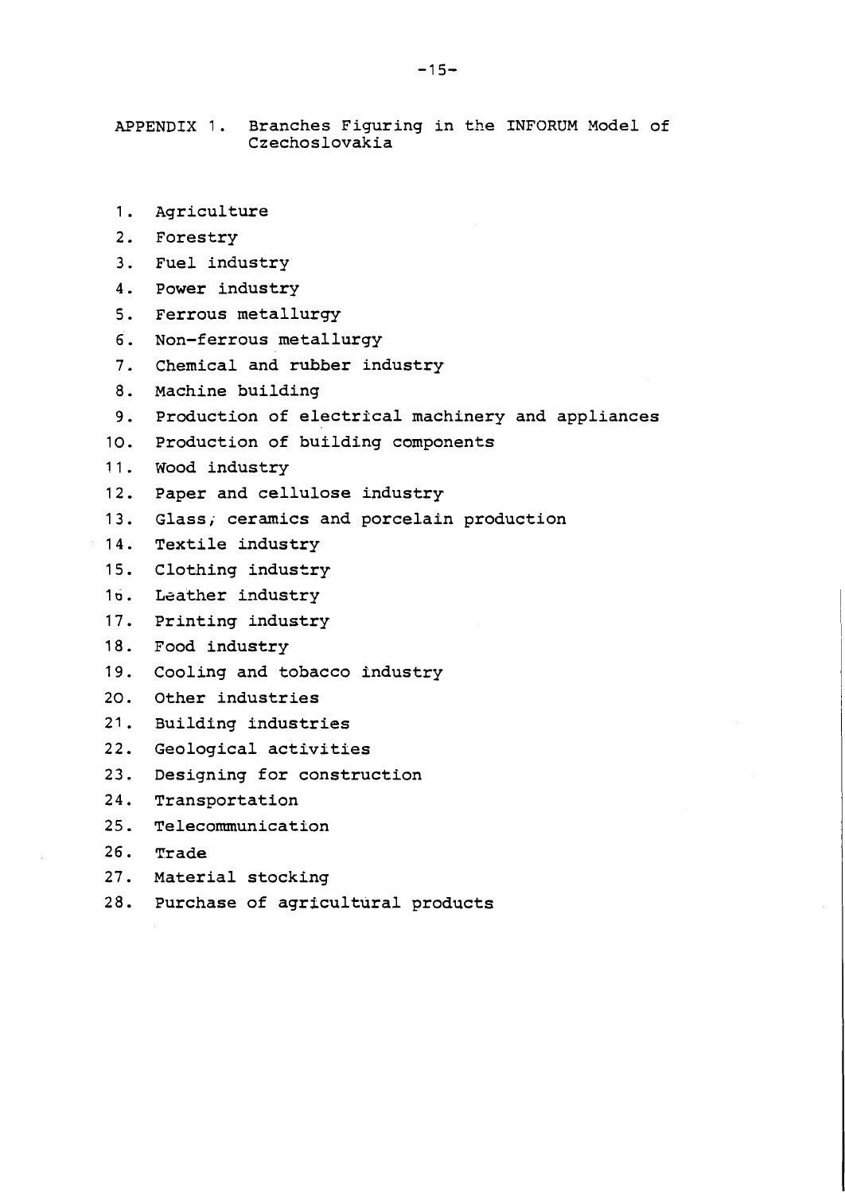APPENDIX 1. Branches Figuring in the INFORUM Model of Czechoslovakia

1. Agriculture
2. Forestry
3. Fuel industry
4. Power industry
5. Ferrous metallurgy
6. Non-ferrous metallurgy
7. Chemical and rubber industry
8. Machine building
9. Production of electrical machinery and appliances
10. Production of building components
11. Wood industry
12. Paper and cellulose industry
13. Glass, ceramics and porcelain production
14. Textile industry
15. Clothing industry
16. Leather industry
17. Printing industry
18. Food industry
19. Cooling and tobacco industry
20. Other industries
21. Building industries
22. Geological activities
23. Designing for construction
24. Transportation
25. Telecommunication
26. Trade
27. Material stocking
28. Purchase of agricultural products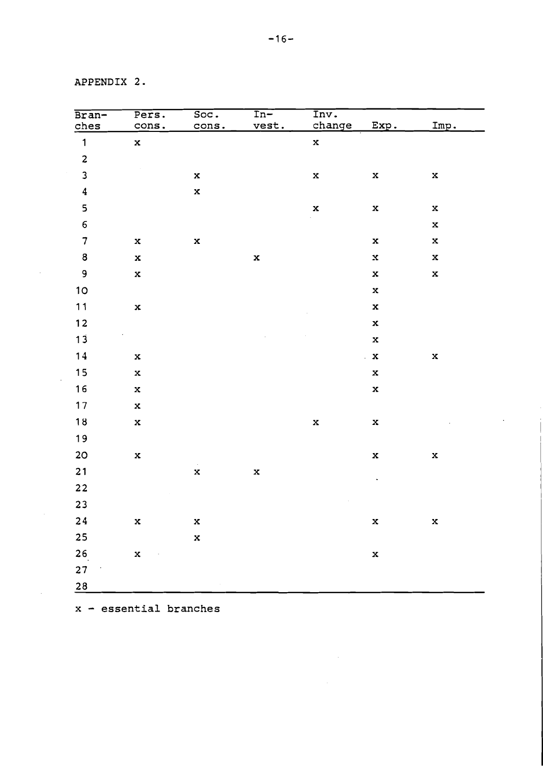APPENDIX 2.

| Bran-ches | Pers. cons. | Soc. cons. | In-vest. | Inv. change | Exp. | Imp. |
|---|---|---|---|---|---|---|
| 1 | x | | | x | | |
| 2 | | | | | | |
| 3 | | x | | x | x | x |
| 4 | | x | | | | |
| 5 | | | | x | x | x |
| 6 | | | | | | x |
| 7 | x | x | | | x | x |
| 8 | x | | x | | x | x |
| 9 | x | | | | x | x |
| 10 | | | | | x | |
| 11 | x | | | | x | |
| 12 | | | | | x | |
| 13 | | | | | x | |
| 14 | x | | | | x | x |
| 15 | x | | | | x | |
| 16 | x | | | | x | |
| 17 | x | | | | | |
| 18 | x | | | x | x | |
| 19 | | | | | | |
| 20 | x | | | | x | x |
| 21 | | x | x | | | |
| 22 | | | | | | |
| 23 | | | | | | |
| 24 | x | x | | | x | x |
| 25 | | x | | | | |
| 26 | x | | | | x | |
| 27 | | | | | | |
| 28 | | | | | | |

x - essential branches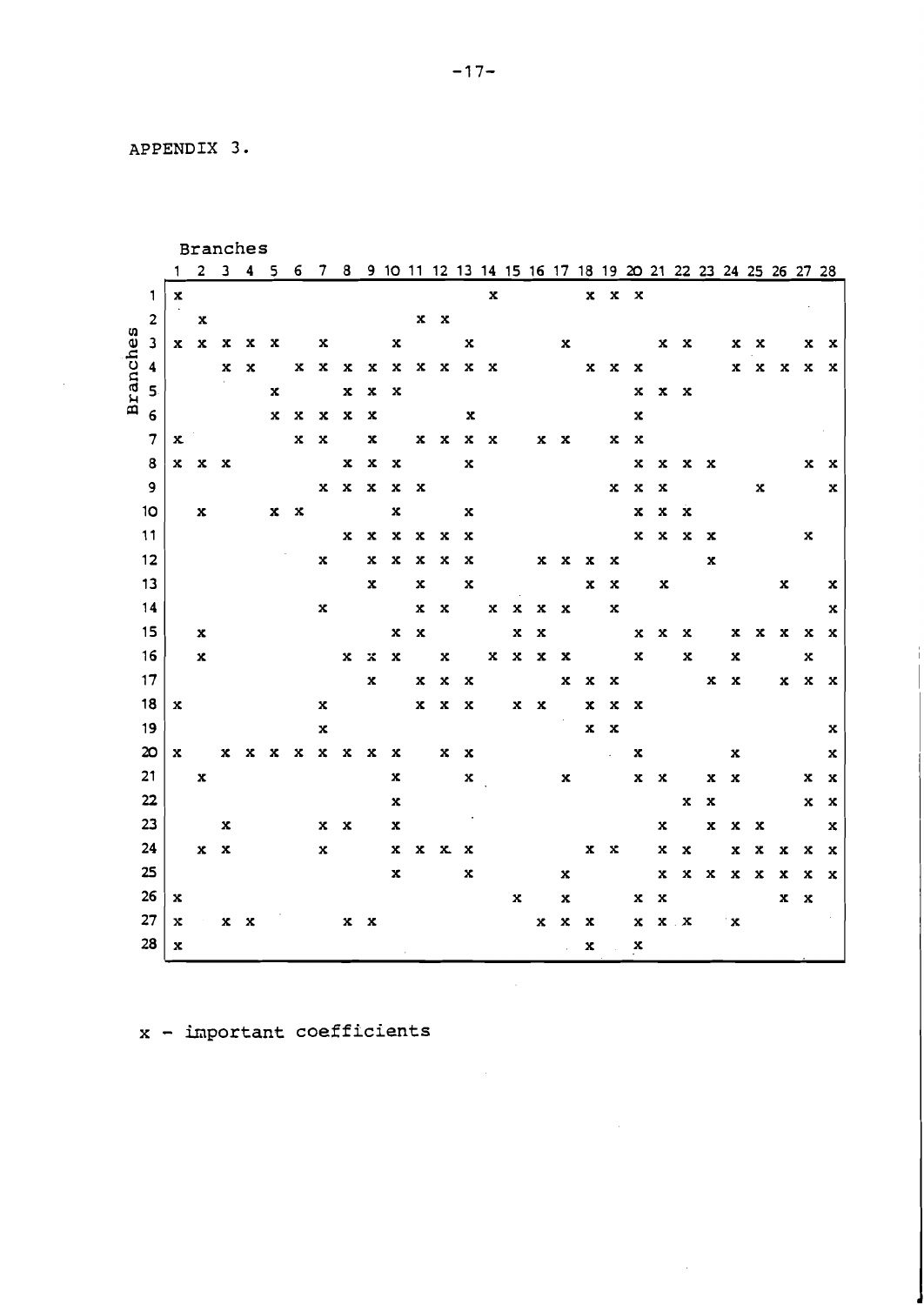APPENDIX 3.

Branches

| Branches | 1 | 2 | 3 | 4 | 5 | 6 | 7 | 8 | 9 | 10 | 11 | 12 | 13 | 14 | 15 | 16 | 17 | 18 | 19 | 20 | 21 | 22 | 23 | 24 | 25 | 26 | 27 | 28 |
|---|---|---|---|---|---|---|---|---|---|---|---|---|---|---|---|---|---|---|---|---|---|---|---|---|---|---|---|---|
| 1 | x | | | | | | | | | | | | | x | | | | x | x | x | | | | | | | | |
| 2 | | x | | | | | | | | | x | x | | | | | | | | | | | | | | | | |
| 3 | x | x | x | x | x | | x | | | x | | | x | | | | x | | | | x | x | | x | x | | x | x |
| 4 | | | x | x | | x | x | x | x | x | x | x | x | x | | | | x | x | x | | | | x | x | x | x | x |
| 5 | | | | | x | | | x | x | x | | | | | | | | | | x | x | x | | | | | | |
| 6 | | | | | x | x | x | x | x | | | | x | | | | | | | x | | | | | | | | |
| 7 | x | | | | | x | x | | x | | x | x | x | x | | x | x | | x | x | | | | | | | | |
| 8 | x | x | x | | | | | x | x | x | | | x | | | | | | | x | x | x | x | | | | x | x |
| 9 | | | | | | | x | x | x | x | x | | | | | | | | x | x | x | | | | x | | | x |
| 10 | | x | | | x | x | | | | x | | | x | | | | | | | x | x | x | | | | | | |
| 11 | | | | | | | | x | x | x | x | x | x | | | | | | | x | x | x | x | | | | x | |
| 12 | | | | | | | x | | x | x | x | x | x | | | x | x | x | x | | | | x | | | | | |
| 13 | | | | | | | | | x | | x | | x | | | | | x | x | | x | | | | | x | | x |
| 14 | | | | | | | x | | | | x | x | | x | x | x | x | | x | | | | | | | | | x |
| 15 | | x | | | | | | | | x | x | | | | x | x | | | | x | x | x | | x | x | x | x | x |
| 16 | | x | | | | | | x | x | x | | x | | x | x | x | x | | | x | | x | | x | | | x | |
| 17 | | | | | | | | | x | | x | x | x | | | | x | x | x | | | | x | x | | x | x | x |
| 18 | x | | | | | | x | | | | x | x | x | | x | x | | x | x | x | | | | | | | | |
| 19 | | | | | | | x | | | | | | | | | | | x | x | | | | | | | | | x |
| 20 | x | | x | x | x | x | x | x | x | x | | x | x | | | | | | | x | | | | x | | | | x |
| 21 | | x | | | | | | | | x | | | x | | | | x | | | x | x | | x | x | | | x | x |
| 22 | | | | | | | | | | x | | | | | | | | | | | | x | x | | | | x | x |
| 23 | | | x | | | | x | x | | x | | | | | | | | | | | x | | x | x | x | | | x |
| 24 | | x | x | | | | x | | | x | x | x | x | | | | | x | x | | x | x | | x | x | x | x | x |
| 25 | | | | | | | | | | x | | | x | | | | x | | | | x | x | x | x | x | x | x | x |
| 26 | x | | | | | | | | | | | | | | x | | x | | | x | x | | | | | x | x | |
| 27 | x | | x | x | | | | x | x | | | | | | | x | x | x | | x | x | x | | x | | | | |
| 28 | x | | | | | | | | | | | | | | | | | x | | x | | | | | | | | |

x – important coefficients